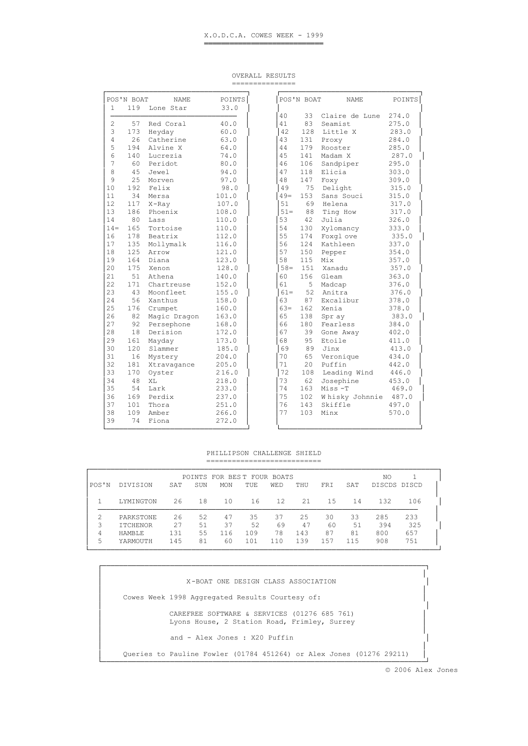# X.O.D.C.A. COWES WEEK - 1999

## OVERALL RESULTS

| POS'N | BOAT | NAME | POINTS |
|---|---|---|---|
| 1 | 119 | Lone Star | 33.0 |
| 2 | 57 | Red Coral | 40.0 |
| 3 | 173 | Heyday | 60.0 |
| 4 | 26 | Catherine | 63.0 |
| 5 | 194 | Alvine X | 64.0 |
| 6 | 140 | Lucrezia | 74.0 |
| 7 | 60 | Peridot | 80.0 |
| 8 | 45 | Jewel | 94.0 |
| 9 | 25 | Morven | 97.0 |
| 10 | 192 | Felix | 98.0 |
| 11 | 34 | Mersa | 101.0 |
| 12 | 117 | X-Ray | 107.0 |
| 13 | 186 | Phoenix | 108.0 |
| 14 | 80 | Lass | 110.0 |
| 14= | 165 | Tortoise | 110.0 |
| 16 | 178 | Beatrix | 112.0 |
| 17 | 135 | Mollymalk | 116.0 |
| 18 | 125 | Arrow | 121.0 |
| 19 | 164 | Diana | 123.0 |
| 20 | 175 | Xenon | 128.0 |
| 21 | 51 | Athena | 140.0 |
| 22 | 171 | Chartreuse | 152.0 |
| 23 | 43 | Moonfleet | 155.0 |
| 24 | 56 | Xanthus | 158.0 |
| 25 | 176 | Crumpet | 160.0 |
| 26 | 82 | Magic Dragon | 163.0 |
| 27 | 92 | Persephone | 168.0 |
| 28 | 18 | Derision | 172.0 |
| 29 | 161 | Mayday | 173.0 |
| 30 | 120 | Slammer | 185.0 |
| 31 | 16 | Mystery | 204.0 |
| 32 | 181 | Xtravagance | 205.0 |
| 33 | 170 | Oyster | 216.0 |
| 34 | 48 | XL | 218.0 |
| 35 | 54 | Lark | 233.0 |
| 36 | 169 | Perdix | 237.0 |
| 37 | 101 | Thora | 251.0 |
| 38 | 109 | Amber | 266.0 |
| 39 | 74 | Fiona | 272.0 |
| 40 | 33 | Claire de Lune | 274.0 |
| 41 | 83 | Seamist | 275.0 |
| 42 | 128 | Little X | 283.0 |
| 43 | 131 | Proxy | 284.0 |
| 44 | 179 | Rooster | 285.0 |
| 45 | 141 | Madam X | 287.0 |
| 46 | 106 | Sandpiper | 295.0 |
| 47 | 118 | Elicia | 303.0 |
| 48 | 147 | Foxy | 309.0 |
| 49 | 75 | Delight | 315.0 |
| 49= | 153 | Sans Souci | 315.0 |
| 51 | 69 | Helena | 317.0 |
| 51= | 88 | Ting How | 317.0 |
| 53 | 42 | Julia | 326.0 |
| 54 | 130 | Xylomancy | 333.0 |
| 55 | 174 | Foxglove | 335.0 |
| 56 | 124 | Kathleen | 337.0 |
| 57 | 150 | Pepper | 354.0 |
| 58 | 115 | Mix | 357.0 |
| 58= | 151 | Xanadu | 357.0 |
| 60 | 156 | Gleam | 363.0 |
| 61 | 5 | Madcap | 376.0 |
| 61= | 52 | Anitra | 376.0 |
| 63 | 87 | Excalibur | 378.0 |
| 63= | 162 | Xenia | 378.0 |
| 65 | 138 | Spray | 383.0 |
| 66 | 180 | Fearless | 384.0 |
| 67 | 39 | Gone Away | 402.0 |
| 68 | 95 | Etoile | 411.0 |
| 69 | 89 | Jinx | 413.0 |
| 70 | 65 | Veronique | 434.0 |
| 71 | 20 | Puffin | 442.0 |
| 72 | 108 | Leading Wind | 446.0 |
| 73 | 62 | Josephine | 453.0 |
| 74 | 163 | Miss-T | 469.0 |
| 75 | 102 | Whisky Johnnie | 487.0 |
| 76 | 143 | Skiffle | 497.0 |
| 77 | 103 | Minx | 570.0 |

## PHILLIPSON CHALLENGE SHIELD

| POS'N | DIVISION | POINTS FOR BEST FOUR BOATS SAT | SUN | MON | TUE | WED | THU | FRI | SAT | NO DISCDS | 1 DISCD |
|---|---|---|---|---|---|---|---|---|---|---|---|
| 1 | LYMINGTON | 26 | 18 | 10 | 16 | 12 | 21 | 15 | 14 | 132 | 106 |
| 2 | PARKSTONE | 26 | 52 | 47 | 35 | 37 | 25 | 30 | 33 | 285 | 233 |
| 3 | ITCHENOR | 27 | 51 | 37 | 52 | 69 | 47 | 60 | 51 | 394 | 325 |
| 4 | HAMBLE | 131 | 55 | 116 | 109 | 78 | 143 | 87 | 81 | 800 | 657 |
| 5 | YARMOUTH | 145 | 81 | 60 | 101 | 110 | 139 | 157 | 115 | 908 | 751 |

X-BOAT ONE DESIGN CLASS ASSOCIATION

Cowes Week 1998 Aggregated Results Courtesy of:

CAREFREE SOFTWARE & SERVICES (01276 685 761)
Lyons House, 2 Station Road, Frimley, Surrey

and - Alex Jones : X20 Puffin

Queries to Pauline Fowler (01784 451264) or Alex Jones (01276 29211)

© 2006 Alex Jones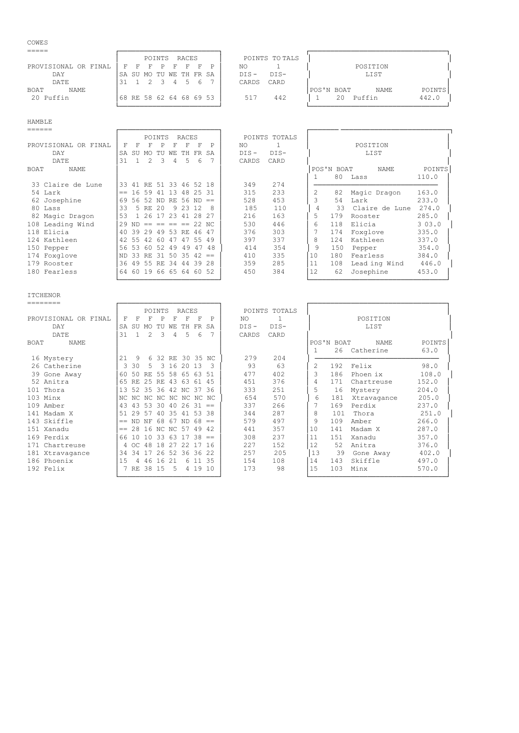## COWES

| BOAT | NAME | SA 31 (F) | SU 1 (F) | MO 2 (F) | TU 3 (P) | WE 4 (F) | TH 5 (F) | FR 6 (F) | SA 7 (P) | NO DIS-CARDS | 1 DIS-CARD |
|---|---|---|---|---|---|---|---|---|---|---|---|
| 20 | Puffin | 68 | RE | 58 | 62 | 64 | 68 | 69 | 53 | 517 | 442 |

POINTS RACES — PROVISIONAL OR FINAL / DAY / DATE

**POSITION LIST**

| POS'N | BOAT | NAME | POINTS |
|---|---|---|---|
| 1 | 20 | Puffin | 442.0 |

## HAMBLE

| BOAT | NAME | SA 31 (F) | SU 1 (F) | MO 2 (F) | TU 3 (P) | WE 4 (F) | TH 5 (F) | FR 6 (F) | SA 7 (P) | NO DIS-CARDS | 1 DIS-CARD |
|---|---|---|---|---|---|---|---|---|---|---|---|
| 33 | Claire de Lune | 33 | 41 | RE | 51 | 33 | 46 | 52 | 18 | 349 | 274 |
| 54 | Lark | == | 16 | 59 | 41 | 13 | 48 | 25 | 31 | 315 | 233 |
| 62 | Josephine | 69 | 56 | 52 | ND | RE | 56 | ND | == | 528 | 453 |
| 80 | Lass | 33 | 5 | RE | 20 | 9 | 23 | 12 | 8 | 185 | 110 |
| 82 | Magic Dragon | 53 | 1 | 26 | 17 | 23 | 41 | 28 | 27 | 216 | 163 |
| 108 | Leading Wind | 29 | ND | == | == | == | == | 22 | NC | 530 | 446 |
| 118 | Elicia | 40 | 39 | 29 | 49 | 53 | RE | 46 | 47 | 376 | 303 |
| 124 | Kathleen | 42 | 55 | 42 | 60 | 47 | 47 | 55 | 49 | 397 | 337 |
| 150 | Pepper | 56 | 53 | 60 | 52 | 49 | 49 | 47 | 48 | 414 | 354 |
| 174 | Foxglove | ND | 33 | RE | 31 | 50 | 35 | 42 | == | 410 | 335 |
| 179 | Rooster | 36 | 49 | 55 | RE | 34 | 44 | 39 | 28 | 359 | 285 |
| 180 | Fearless | 64 | 60 | 19 | 66 | 65 | 64 | 60 | 52 | 450 | 384 |

**POSITION LIST**

| POS'N | BOAT | NAME | POINTS |
|---|---|---|---|
| 1 | 80 | Lass | 110.0 |
| 2 | 82 | Magic Dragon | 163.0 |
| 3 | 54 | Lark | 233.0 |
| 4 | 33 | Claire de Lune | 274.0 |
| 5 | 179 | Rooster | 285.0 |
| 6 | 118 | Elicia | 303.0 |
| 7 | 174 | Foxglove | 335.0 |
| 8 | 124 | Kathleen | 337.0 |
| 9 | 150 | Pepper | 354.0 |
| 10 | 180 | Fearless | 384.0 |
| 11 | 108 | Leading Wind | 446.0 |
| 12 | 62 | Josephine | 453.0 |

## ITCHENOR

| BOAT | NAME | SA 31 (F) | SU 1 (F) | MO 2 (F) | TU 3 (P) | WE 4 (F) | TH 5 (F) | FR 6 (F) | SA 7 (P) | NO DIS-CARDS | 1 DIS-CARD |
|---|---|---|---|---|---|---|---|---|---|---|---|
| 16 | Mystery | 21 | 9 | 6 | 32 | RE | 30 | 35 | NC | 279 | 204 |
| 26 | Catherine | 3 | 30 | 5 | 3 | 16 | 20 | 13 | 3 | 93 | 63 |
| 39 | Gone Away | 60 | 50 | RE | 55 | 58 | 65 | 63 | 51 | 477 | 402 |
| 52 | Anitra | 65 | RE | 25 | RE | 43 | 63 | 61 | 45 | 451 | 376 |
| 101 | Thora | 13 | 52 | 35 | 36 | 42 | NC | 37 | 36 | 333 | 251 |
| 103 | Minx | NC | NC | NC | NC | NC | NC | NC | NC | 654 | 570 |
| 109 | Amber | 43 | 43 | 53 | 30 | 40 | 26 | 31 | == | 337 | 266 |
| 141 | Madam X | 51 | 29 | 57 | 40 | 35 | 41 | 53 | 38 | 344 | 287 |
| 143 | Skiffle | == | ND | NF | 68 | 67 | ND | 68 | == | 579 | 497 |
| 151 | Xanadu | == | 28 | 16 | NC | NC | 57 | 49 | 42 | 441 | 357 |
| 169 | Perdix | 66 | 10 | 10 | 33 | 63 | 17 | 38 | == | 308 | 237 |
| 171 | Chartreuse | 4 | OC | 48 | 18 | 27 | 22 | 17 | 16 | 227 | 152 |
| 181 | Xtravagance | 34 | 34 | 17 | 26 | 52 | 36 | 36 | 22 | 257 | 205 |
| 186 | Phoenix | 15 | 4 | 46 | 16 | 21 | 6 | 11 | 35 | 154 | 108 |
| 192 | Felix | 7 | RE | 38 | 15 | 5 | 4 | 19 | 10 | 173 | 98 |

**POSITION LIST**

| POS'N | BOAT | NAME | POINTS |
|---|---|---|---|
| 1 | 26 | Catherine | 63.0 |
| 2 | 192 | Felix | 98.0 |
| 3 | 186 | Phoenix | 108.0 |
| 4 | 171 | Chartreuse | 152.0 |
| 5 | 16 | Mystery | 204.0 |
| 6 | 181 | Xtravagance | 205.0 |
| 7 | 169 | Perdix | 237.0 |
| 8 | 101 | Thora | 251.0 |
| 9 | 109 | Amber | 266.0 |
| 10 | 141 | Madam X | 287.0 |
| 11 | 151 | Xanadu | 357.0 |
| 12 | 52 | Anitra | 376.0 |
| 13 | 39 | Gone Away | 402.0 |
| 14 | 143 | Skiffle | 497.0 |
| 15 | 103 | Minx | 570.0 |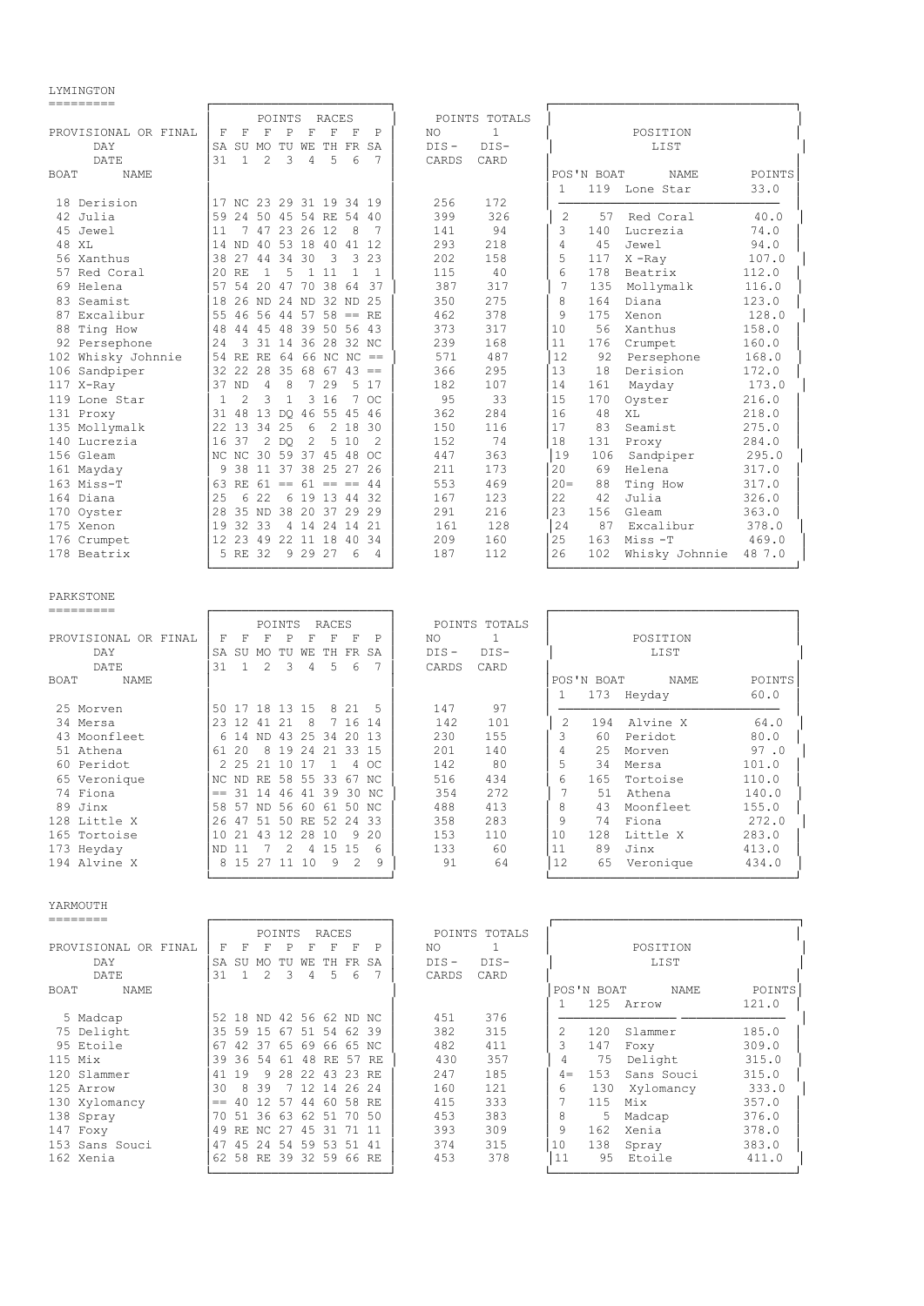## LYMINGTON

| BOAT | NAME | SA 31 (F) | SU 1 (F) | MO 2 (F) | TU 3 (P) | WE 4 (F) | TH 5 (F) | FR 6 (F) | SA 7 (P) | POINTS TOTALS NO DIS-CARDS | POINTS TOTALS 1 DIS-CARD |
|---|---|---|---|---|---|---|---|---|---|---|---|
| 18 | Derision | 17 | NC | 23 | 29 | 31 | 19 | 34 | 19 | 256 | 172 |
| 42 | Julia | 59 | 24 | 50 | 45 | 54 | RE | 54 | 40 | 399 | 326 |
| 45 | Jewel | 11 | 7 | 47 | 23 | 26 | 12 | 8 | 7 | 141 | 94 |
| 48 | XL | 14 | ND | 40 | 53 | 18 | 40 | 41 | 12 | 293 | 218 |
| 56 | Xanthus | 38 | 27 | 44 | 34 | 30 | 3 | 3 | 23 | 202 | 158 |
| 57 | Red Coral | 20 | RE | 1 | 5 | 1 | 11 | 1 | 1 | 115 | 40 |
| 69 | Helena | 57 | 54 | 20 | 47 | 70 | 38 | 64 | 37 | 387 | 317 |
| 83 | Seamist | 18 | 26 | ND | 24 | ND | 32 | ND | 25 | 350 | 275 |
| 87 | Excalibur | 55 | 46 | 56 | 44 | 57 | 58 | == | RE | 462 | 378 |
| 88 | Ting How | 48 | 44 | 45 | 48 | 39 | 50 | 56 | 43 | 373 | 317 |
| 92 | Persephone | 24 | 3 | 31 | 14 | 36 | 28 | 32 | NC | 239 | 168 |
| 102 | Whisky Johnnie | 54 | RE | RE | 64 | 66 | NC | NC | == | 571 | 487 |
| 106 | Sandpiper | 32 | 22 | 28 | 35 | 68 | 67 | 43 | == | 366 | 295 |
| 117 | X-Ray | 37 | ND | 4 | 8 | 7 | 29 | 5 | 17 | 182 | 107 |
| 119 | Lone Star | 1 | 2 | 3 | 1 | 3 | 16 | 7 | OC | 95 | 33 |
| 131 | Proxy | 31 | 48 | 13 | DQ | 46 | 55 | 45 | 46 | 362 | 284 |
| 135 | Mollymalk | 22 | 13 | 34 | 25 | 6 | 2 | 18 | 30 | 150 | 116 |
| 140 | Lucrezia | 16 | 37 | 2 | DQ | 2 | 5 | 10 | 2 | 152 | 74 |
| 156 | Gleam | NC | NC | 30 | 59 | 37 | 45 | 48 | OC | 447 | 363 |
| 161 | Mayday | 9 | 38 | 11 | 37 | 38 | 25 | 27 | 26 | 211 | 173 |
| 163 | Miss-T | 63 | RE | 61 | == | 61 | == | == | 44 | 553 | 469 |
| 164 | Diana | 25 | 6 | 22 | 6 | 19 | 13 | 44 | 32 | 167 | 123 |
| 170 | Oyster | 28 | 35 | ND | 38 | 20 | 37 | 29 | 29 | 291 | 216 |
| 175 | Xenon | 19 | 32 | 33 | 4 | 14 | 24 | 14 | 21 | 161 | 128 |
| 176 | Crumpet | 12 | 23 | 49 | 22 | 11 | 18 | 40 | 34 | 209 | 160 |
| 178 | Beatrix | 5 | RE | 32 | 9 | 29 | 27 | 6 | 4 | 187 | 112 |

### POSITION LIST

| POS'N | BOAT | NAME | POINTS |
|---|---|---|---|
| 1 | 119 | Lone Star | 33.0 |
| 2 | 57 | Red Coral | 40.0 |
| 3 | 140 | Lucrezia | 74.0 |
| 4 | 45 | Jewel | 94.0 |
| 5 | 117 | X -Ray | 107.0 |
| 6 | 178 | Beatrix | 112.0 |
| 7 | 135 | Mollymalk | 116.0 |
| 8 | 164 | Diana | 123.0 |
| 9 | 175 | Xenon | 128.0 |
| 10 | 56 | Xanthus | 158.0 |
| 11 | 176 | Crumpet | 160.0 |
| 12 | 92 | Persephone | 168.0 |
| 13 | 18 | Derision | 172.0 |
| 14 | 161 | Mayday | 173.0 |
| 15 | 170 | Oyster | 216.0 |
| 16 | 48 | XL | 218.0 |
| 17 | 83 | Seamist | 275.0 |
| 18 | 131 | Proxy | 284.0 |
| 19 | 106 | Sandpiper | 295.0 |
| 20 | 69 | Helena | 317.0 |
| 20= | 88 | Ting How | 317.0 |
| 22 | 42 | Julia | 326.0 |
| 23 | 156 | Gleam | 363.0 |
| 24 | 87 | Excalibur | 378.0 |
| 25 | 163 | Miss -T | 469.0 |
| 26 | 102 | Whisky Johnnie | 48 7.0 |

## PARKSTONE

| BOAT | NAME | SA 31 (F) | SU 1 (F) | MO 2 (F) | TU 3 (P) | WE 4 (F) | TH 5 (F) | FR 6 (F) | SA 7 (P) | POINTS TOTALS NO DIS-CARDS | POINTS TOTALS 1 DIS-CARD |
|---|---|---|---|---|---|---|---|---|---|---|---|
| 25 | Morven | 50 | 17 | 18 | 13 | 15 | 8 | 21 | 5 | 147 | 97 |
| 34 | Mersa | 23 | 12 | 41 | 21 | 8 | 7 | 16 | 14 | 142 | 101 |
| 43 | Moonfleet | 6 | 14 | ND | 43 | 25 | 34 | 20 | 13 | 230 | 155 |
| 51 | Athena | 61 | 20 | 8 | 19 | 24 | 21 | 33 | 15 | 201 | 140 |
| 60 | Peridot | 2 | 25 | 21 | 10 | 17 | 1 | 4 | OC | 142 | 80 |
| 65 | Veronique | NC | ND | RE | 58 | 55 | 33 | 67 | NC | 516 | 434 |
| 74 | Fiona | == | 31 | 14 | 46 | 41 | 39 | 30 | NC | 354 | 272 |
| 89 | Jinx | 58 | 57 | ND | 56 | 60 | 61 | 50 | NC | 488 | 413 |
| 128 | Little X | 26 | 47 | 51 | 50 | RE | 52 | 24 | 33 | 358 | 283 |
| 165 | Tortoise | 10 | 21 | 43 | 12 | 28 | 10 | 9 | 20 | 153 | 110 |
| 173 | Heyday | ND | 11 | 7 | 2 | 4 | 15 | 15 | 6 | 133 | 60 |
| 194 | Alvine X | 8 | 15 | 27 | 11 | 10 | 9 | 2 | 9 | 91 | 64 |

### POSITION LIST

| POS'N | BOAT | NAME | POINTS |
|---|---|---|---|
| 1 | 173 | Heyday | 60.0 |
| 2 | 194 | Alvine X | 64.0 |
| 3 | 60 | Peridot | 80.0 |
| 4 | 25 | Morven | 97 .0 |
| 5 | 34 | Mersa | 101.0 |
| 6 | 165 | Tortoise | 110.0 |
| 7 | 51 | Athena | 140.0 |
| 8 | 43 | Moonfleet | 155.0 |
| 9 | 74 | Fiona | 272.0 |
| 10 | 128 | Little X | 283.0 |
| 11 | 89 | Jinx | 413.0 |
| 12 | 65 | Veronique | 434.0 |

## YARMOUTH

| BOAT | NAME | SA 31 (F) | SU 1 (F) | MO 2 (F) | TU 3 (P) | WE 4 (F) | TH 5 (F) | FR 6 (F) | SA 7 (P) | POINTS TOTALS NO DIS-CARDS | POINTS TOTALS 1 DIS-CARD |
|---|---|---|---|---|---|---|---|---|---|---|---|
| 5 | Madcap | 52 | 18 | ND | 42 | 56 | 62 | ND | NC | 451 | 376 |
| 75 | Delight | 35 | 59 | 15 | 67 | 51 | 54 | 62 | 39 | 382 | 315 |
| 95 | Etoile | 67 | 42 | 37 | 65 | 69 | 66 | 65 | NC | 482 | 411 |
| 115 | Mix | 39 | 36 | 54 | 61 | 48 | RE | 57 | RE | 430 | 357 |
| 120 | Slammer | 41 | 19 | 9 | 28 | 22 | 43 | 23 | RE | 247 | 185 |
| 125 | Arrow | 30 | 8 | 39 | 7 | 12 | 14 | 26 | 24 | 160 | 121 |
| 130 | Xylomancy | == | 40 | 12 | 57 | 44 | 60 | 58 | RE | 415 | 333 |
| 138 | Spray | 70 | 51 | 36 | 63 | 62 | 51 | 70 | 50 | 453 | 383 |
| 147 | Foxy | 49 | RE | NC | 27 | 45 | 31 | 71 | 11 | 393 | 309 |
| 153 | Sans Souci | 47 | 45 | 24 | 54 | 59 | 53 | 51 | 41 | 374 | 315 |
| 162 | Xenia | 62 | 58 | RE | 39 | 32 | 59 | 66 | RE | 453 | 378 |

### POSITION LIST

| POS'N | BOAT | NAME | POINTS |
|---|---|---|---|
| 1 | 125 | Arrow | 121.0 |
| 2 | 120 | Slammer | 185.0 |
| 3 | 147 | Foxy | 309.0 |
| 4 | 75 | Delight | 315.0 |
| 4= | 153 | Sans Souci | 315.0 |
| 6 | 130 | Xylomancy | 333.0 |
| 7 | 115 | Mix | 357.0 |
| 8 | 5 | Madcap | 376.0 |
| 9 | 162 | Xenia | 378.0 |
| 10 | 138 | Spray | 383.0 |
| 11 | 95 | Etoile | 411.0 |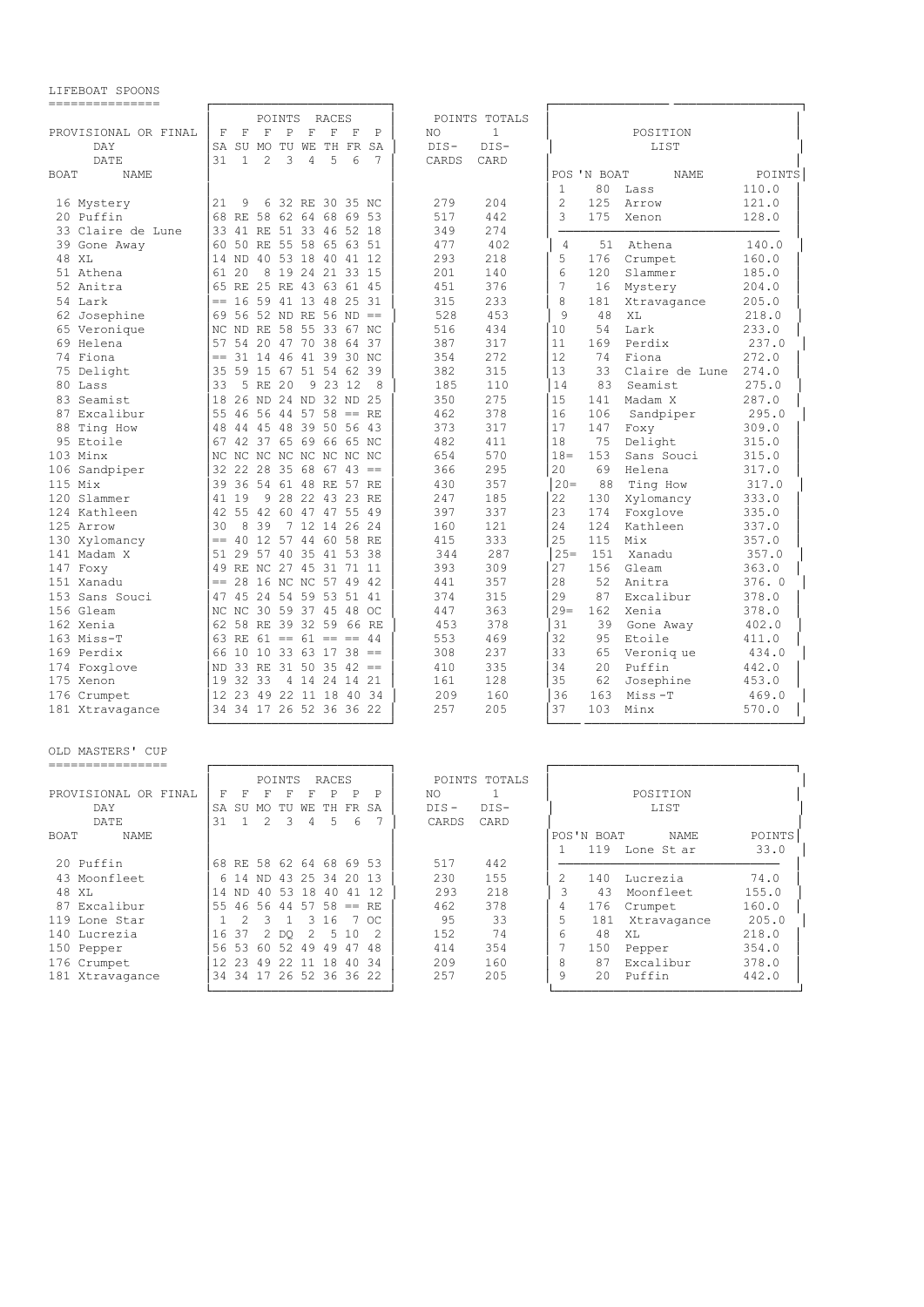## LIFEBOAT SPOONS

| BOAT | NAME | SA 31 (F) | SU 1 (F) | MO 2 (F) | TU 3 (P) | WE 4 (F) | TH 5 (F) | FR 6 (F) | SA 7 (P) | NO DISCARDS | 1 DISCARD |
|---|---|---|---|---|---|---|---|---|---|---|---|
| 16 | Mystery | 21 | 9 | 6 | 32 | RE | 30 | 35 | NC | 279 | 204 |
| 20 | Puffin | 68 | RE | 58 | 62 | 64 | 68 | 69 | 53 | 517 | 442 |
| 33 | Claire de Lune | 33 | 41 | RE | 51 | 33 | 46 | 52 | 18 | 349 | 274 |
| 39 | Gone Away | 60 | 50 | RE | 55 | 58 | 65 | 63 | 51 | 477 | 402 |
| 48 | XL | 14 | ND | 40 | 53 | 18 | 40 | 41 | 12 | 293 | 218 |
| 51 | Athena | 61 | 20 | 8 | 19 | 24 | 21 | 33 | 15 | 201 | 140 |
| 52 | Anitra | 65 | RE | 25 | RE | 43 | 63 | 61 | 45 | 451 | 376 |
| 54 | Lark | == | 16 | 59 | 41 | 13 | 48 | 25 | 31 | 315 | 233 |
| 62 | Josephine | 69 | 56 | 52 | ND | RE | 56 | ND | == | 528 | 453 |
| 65 | Veronique | NC | ND | RE | 58 | 55 | 33 | 67 | NC | 516 | 434 |
| 69 | Helena | 57 | 54 | 20 | 47 | 70 | 38 | 64 | 37 | 387 | 317 |
| 74 | Fiona | == | 31 | 14 | 46 | 41 | 39 | 30 | NC | 354 | 272 |
| 75 | Delight | 35 | 59 | 15 | 67 | 51 | 54 | 62 | 39 | 382 | 315 |
| 80 | Lass | 33 | 5 | RE | 20 | 9 | 23 | 12 | 8 | 185 | 110 |
| 83 | Seamist | 18 | 26 | ND | 24 | ND | 32 | ND | 25 | 350 | 275 |
| 87 | Excalibur | 55 | 46 | 56 | 44 | 57 | 58 | == | RE | 462 | 378 |
| 88 | Ting How | 48 | 44 | 45 | 48 | 39 | 50 | 56 | 43 | 373 | 317 |
| 95 | Etoile | 67 | 42 | 37 | 65 | 69 | 66 | 65 | NC | 482 | 411 |
| 103 | Minx | NC | NC | NC | NC | NC | NC | NC | NC | 654 | 570 |
| 106 | Sandpiper | 32 | 22 | 28 | 35 | 68 | 67 | 43 | == | 366 | 295 |
| 115 | Mix | 39 | 36 | 54 | 61 | 48 | RE | 57 | RE | 430 | 357 |
| 120 | Slammer | 41 | 19 | 9 | 28 | 22 | 43 | 23 | RE | 247 | 185 |
| 124 | Kathleen | 42 | 55 | 42 | 60 | 47 | 47 | 55 | 49 | 397 | 337 |
| 125 | Arrow | 30 | 8 | 39 | 7 | 12 | 14 | 26 | 24 | 160 | 121 |
| 130 | Xylomancy | == | 40 | 12 | 57 | 44 | 60 | 58 | RE | 415 | 333 |
| 141 | Madam X | 51 | 29 | 57 | 40 | 35 | 41 | 53 | 38 | 344 | 287 |
| 147 | Foxy | 49 | RE | NC | 27 | 45 | 31 | 71 | 11 | 393 | 309 |
| 151 | Xanadu | == | 28 | 16 | NC | NC | 57 | 49 | 42 | 441 | 357 |
| 153 | Sans Souci | 47 | 45 | 24 | 54 | 59 | 53 | 51 | 41 | 374 | 315 |
| 156 | Gleam | NC | NC | 30 | 59 | 37 | 45 | 48 | OC | 447 | 363 |
| 162 | Xenia | 62 | 58 | RE | 39 | 32 | 59 | 66 | RE | 453 | 378 |
| 163 | Miss-T | 63 | RE | 61 | == | 61 | == | == | 44 | 553 | 469 |
| 169 | Perdix | 66 | 10 | 10 | 33 | 63 | 17 | 38 | == | 308 | 237 |
| 174 | Foxglove | ND | 33 | RE | 31 | 50 | 35 | 42 | == | 410 | 335 |
| 175 | Xenon | 19 | 32 | 33 | 4 | 14 | 24 | 14 | 21 | 161 | 128 |
| 176 | Crumpet | 12 | 23 | 49 | 22 | 11 | 18 | 40 | 34 | 209 | 160 |
| 181 | Xtravagance | 34 | 34 | 17 | 26 | 52 | 36 | 36 | 22 | 257 | 205 |

PROVISIONAL OR FINAL (F/P shown in column headers)

**POSITION LIST**

| POS'N | BOAT | NAME | POINTS |
|---|---|---|---|
| 1 | 80 | Lass | 110.0 |
| 2 | 125 | Arrow | 121.0 |
| 3 | 175 | Xenon | 128.0 |
| 4 | 51 | Athena | 140.0 |
| 5 | 176 | Crumpet | 160.0 |
| 6 | 120 | Slammer | 185.0 |
| 7 | 16 | Mystery | 204.0 |
| 8 | 181 | Xtravagance | 205.0 |
| 9 | 48 | XL | 218.0 |
| 10 | 54 | Lark | 233.0 |
| 11 | 169 | Perdix | 237.0 |
| 12 | 74 | Fiona | 272.0 |
| 13 | 33 | Claire de Lune | 274.0 |
| 14 | 83 | Seamist | 275.0 |
| 15 | 141 | Madam X | 287.0 |
| 16 | 106 | Sandpiper | 295.0 |
| 17 | 147 | Foxy | 309.0 |
| 18 | 75 | Delight | 315.0 |
| 18= | 153 | Sans Souci | 315.0 |
| 20 | 69 | Helena | 317.0 |
| 20= | 88 | Ting How | 317.0 |
| 22 | 130 | Xylomancy | 333.0 |
| 23 | 174 | Foxglove | 335.0 |
| 24 | 124 | Kathleen | 337.0 |
| 25 | 115 | Mix | 357.0 |
| 25= | 151 | Xanadu | 357.0 |
| 27 | 156 | Gleam | 363.0 |
| 28 | 52 | Anitra | 376.0 |
| 29 | 87 | Excalibur | 378.0 |
| 29= | 162 | Xenia | 378.0 |
| 31 | 39 | Gone Away | 402.0 |
| 32 | 95 | Etoile | 411.0 |
| 33 | 65 | Veronique | 434.0 |
| 34 | 20 | Puffin | 442.0 |
| 35 | 62 | Josephine | 453.0 |
| 36 | 163 | Miss-T | 469.0 |
| 37 | 103 | Minx | 570.0 |

## OLD MASTERS' CUP

| BOAT | NAME | SA 31 (F) | SU 1 (F) | MO 2 (F) | TU 3 (F) | WE 4 (F) | TH 5 (P) | FR 6 (P) | SA 7 (P) | NO DISCARDS | 1 DISCARD |
|---|---|---|---|---|---|---|---|---|---|---|---|
| 20 | Puffin | 68 | RE | 58 | 62 | 64 | 68 | 69 | 53 | 517 | 442 |
| 43 | Moonfleet | 6 | 14 | ND | 43 | 25 | 34 | 20 | 13 | 230 | 155 |
| 48 | XL | 14 | ND | 40 | 53 | 18 | 40 | 41 | 12 | 293 | 218 |
| 87 | Excalibur | 55 | 46 | 56 | 44 | 57 | 58 | == | RE | 462 | 378 |
| 119 | Lone Star | 1 | 2 | 3 | 1 | 3 | 16 | 7 | OC | 95 | 33 |
| 140 | Lucrezia | 16 | 37 | 2 | DQ | 2 | 5 | 10 | 2 | 152 | 74 |
| 150 | Pepper | 56 | 53 | 60 | 52 | 49 | 49 | 47 | 48 | 414 | 354 |
| 176 | Crumpet | 12 | 23 | 49 | 22 | 11 | 18 | 40 | 34 | 209 | 160 |
| 181 | Xtravagance | 34 | 34 | 17 | 26 | 52 | 36 | 36 | 22 | 257 | 205 |

**POSITION LIST**

| POS'N | BOAT | NAME | POINTS |
|---|---|---|---|
| 1 | 119 | Lone Star | 33.0 |
| 2 | 140 | Lucrezia | 74.0 |
| 3 | 43 | Moonfleet | 155.0 |
| 4 | 176 | Crumpet | 160.0 |
| 5 | 181 | Xtravagance | 205.0 |
| 6 | 48 | XL | 218.0 |
| 7 | 150 | Pepper | 354.0 |
| 8 | 87 | Excalibur | 378.0 |
| 9 | 20 | Puffin | 442.0 |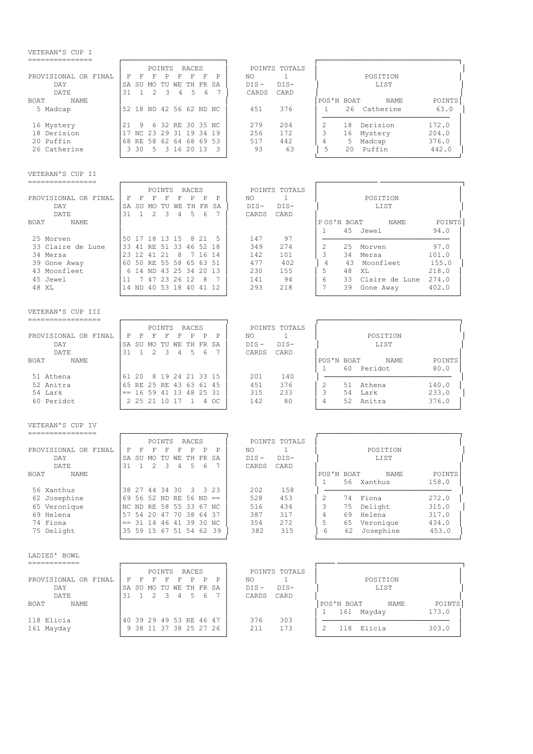## VETERAN'S CUP I

PROVISIONAL OR FINAL / DAY / DATE

| BOAT | NAME | SA 31 (F) | SU 1 (F) | MO 2 (P) | TU 3 (P) | WE 4 (F) | TH 5 (F) | FR 6 (F) | SA 7 (P) | POINTS TOTALS NO DIS-CARDS | 1 DIS-CARD |
|---|---|---|---|---|---|---|---|---|---|---|---|
| 5 | Madcap | 52 | 18 | ND | 42 | 56 | 62 | ND | NC | 451 | 376 |
| 16 | Mystery | 21 | 9 | 6 | 32 | RE | 30 | 35 | NC | 279 | 204 |
| 18 | Derision | 17 | NC | 23 | 29 | 31 | 19 | 34 | 19 | 256 | 172 |
| 20 | Puffin | 68 | RE | 58 | 62 | 64 | 68 | 69 | 53 | 517 | 442 |
| 26 | Catherine | 3 | 30 | 5 | 3 | 16 | 20 | 13 | 3 | 93 | 63 |

POSITION LIST

| POS'N | BOAT | NAME | POINTS |
|---|---|---|---|
| 1 | 26 | Catherine | 63.0 |
| 2 | 18 | Derision | 172.0 |
| 3 | 16 | Mystery | 204.0 |
| 4 | 5 | Madcap | 376.0 |
| 5 | 20 | Puffin | 442.0 |

## VETERAN'S CUP II

PROVISIONAL OR FINAL / DAY / DATE

| BOAT | NAME | SA 31 (F) | SU 1 (F) | MO 2 (F) | TU 3 (F) | WE 4 (F) | TH 5 (P) | FR 6 (P) | SA 7 (P) | POINTS TOTALS NO DIS-CARDS | 1 DIS-CARD |
|---|---|---|---|---|---|---|---|---|---|---|---|
| 25 | Morven | 50 | 17 | 18 | 13 | 15 | 8 | 21 | 5 | 147 | 97 |
| 33 | Claire de Lune | 33 | 41 | RE | 51 | 33 | 46 | 52 | 18 | 349 | 274 |
| 34 | Mersa | 23 | 12 | 41 | 21 | 8 | 7 | 16 | 14 | 142 | 101 |
| 39 | Gone Away | 60 | 50 | RE | 55 | 58 | 65 | 63 | 51 | 477 | 402 |
| 43 | Moonfleet | 6 | 14 | ND | 43 | 25 | 34 | 20 | 13 | 230 | 155 |
| 45 | Jewel | 11 | 7 | 47 | 23 | 26 | 12 | 8 | 7 | 141 | 94 |
| 48 | XL | 14 | ND | 40 | 53 | 18 | 40 | 41 | 12 | 293 | 218 |

POSITION LIST

| POS'N | BOAT | NAME | POINTS |
|---|---|---|---|
| 1 | 45 | Jewel | 94.0 |
| 2 | 25 | Morven | 97.0 |
| 3 | 34 | Mersa | 101.0 |
| 4 | 43 | Moonfleet | 155.0 |
| 5 | 48 | XL | 218.0 |
| 6 | 33 | Claire de Lune | 274.0 |
| 7 | 39 | Gone Away | 402.0 |

## VETERAN'S CUP III

PROVISIONAL OR FINAL / DAY / DATE

| BOAT | NAME | SA 31 (F) | SU 1 (F) | MO 2 (F) | TU 3 (F) | WE 4 (F) | TH 5 (P) | FR 6 (P) | SA 7 (P) | POINTS TOTALS NO DIS-CARDS | 1 DIS-CARD |
|---|---|---|---|---|---|---|---|---|---|---|---|
| 51 | Athena | 61 | 20 | 8 | 19 | 24 | 21 | 33 | 15 | 201 | 140 |
| 52 | Anitra | 65 | RE | 25 | RE | 43 | 63 | 61 | 45 | 451 | 376 |
| 54 | Lark | == | 16 | 59 | 41 | 13 | 48 | 25 | 31 | 315 | 233 |
| 60 | Peridot | 2 | 25 | 21 | 10 | 17 | 1 | 4 | OC | 142 | 80 |

POSITION LIST

| POS'N | BOAT | NAME | POINTS |
|---|---|---|---|
| 1 | 60 | Peridot | 80.0 |
| 2 | 51 | Athena | 140.0 |
| 3 | 54 | Lark | 233.0 |
| 4 | 52 | Anitra | 376.0 |

## VETERAN'S CUP IV

PROVISIONAL OR FINAL / DAY / DATE

| BOAT | NAME | SA 31 (F) | SU 1 (F) | MO 2 (F) | TU 3 (F) | WE 4 (F) | TH 5 (P) | FR 6 (P) | SA 7 (P) | POINTS TOTALS NO DIS-CARDS | 1 DIS-CARD |
|---|---|---|---|---|---|---|---|---|---|---|---|
| 56 | Xanthus | 38 | 27 | 44 | 34 | 30 | 3 | 3 | 23 | 202 | 158 |
| 62 | Josephine | 69 | 56 | 52 | ND | RE | 56 | ND | == | 528 | 453 |
| 65 | Veronique | NC | ND | RE | 58 | 55 | 33 | 67 | NC | 516 | 434 |
| 69 | Helena | 57 | 54 | 20 | 47 | 70 | 38 | 64 | 37 | 387 | 317 |
| 74 | Fiona | == | 31 | 14 | 46 | 41 | 39 | 30 | NC | 354 | 272 |
| 75 | Delight | 35 | 59 | 15 | 67 | 51 | 54 | 62 | 39 | 382 | 315 |

POSITION LIST

| POS'N | BOAT | NAME | POINTS |
|---|---|---|---|
| 1 | 56 | Xanthus | 158.0 |
| 2 | 74 | Fiona | 272.0 |
| 3 | 75 | Delight | 315.0 |
| 4 | 69 | Helena | 317.0 |
| 5 | 65 | Veronique | 434.0 |
| 6 | 62 | Josephine | 453.0 |

## LADIES' BOWL

PROVISIONAL OR FINAL / DAY / DATE

| BOAT | NAME | SA 31 (F) | SU 1 (F) | MO 2 (F) | TU 3 (F) | WE 4 (F) | TH 5 (P) | FR 6 (P) | SA 7 (P) | POINTS TOTALS NO DIS-CARDS | 1 DIS-CARD |
|---|---|---|---|---|---|---|---|---|---|---|---|
| 118 | Elicia | 40 | 39 | 29 | 49 | 53 | RE | 46 | 47 | 376 | 303 |
| 161 | Mayday | 9 | 38 | 11 | 37 | 38 | 25 | 27 | 26 | 211 | 173 |

POSITION LIST

| POS'N | BOAT | NAME | POINTS |
|---|---|---|---|
| 1 | 161 | Mayday | 173.0 |
| 2 | 118 | Elicia | 303.0 |